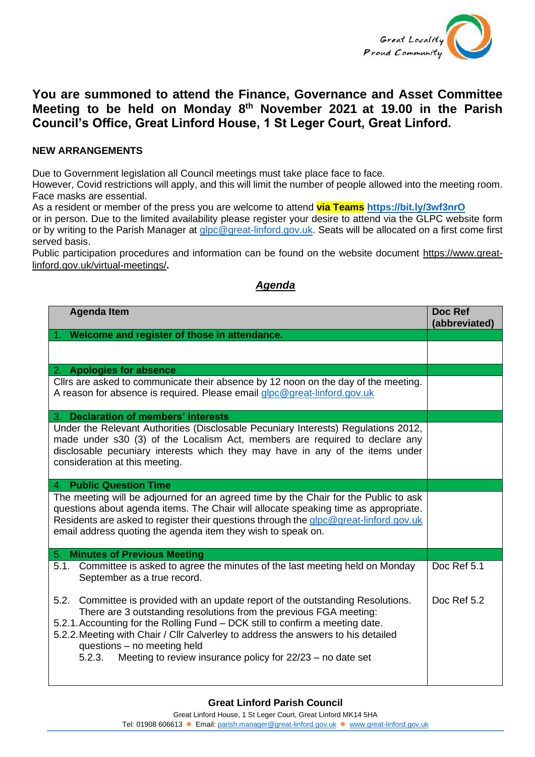Great Locality
Proud Community

# You are summoned to attend the Finance, Governance and Asset Committee Meeting to be held on Monday 8th November 2021 at 19.00 in the Parish Council's Office, Great Linford House, 1 St Leger Court, Great Linford.

**NEW ARRANGEMENTS**

Due to Government legislation all Council meetings must take place face to face.
However, Covid restrictions will apply, and this will limit the number of people allowed into the meeting room. Face masks are essential.
As a resident or member of the press you are welcome to attend **via Teams** **https://bit.ly/3wf3nrO**
or in person. Due to the limited availability please register your desire to attend via the GLPC website form or by writing to the Parish Manager at glpc@great-linford.gov.uk. Seats will be allocated on a first come first served basis.
Public participation procedures and information can be found on the website document https://www.great-linford.gov.uk/virtual-meetings/.

## *Agenda*

| Agenda Item | Doc Ref (abbreviated) |
|---|---|
| 1. **Welcome and register of those in attendance.** | |
| | |
| 2. **Apologies for absence** | |
| Cllrs are asked to communicate their absence by 12 noon on the day of the meeting. A reason for absence is required. Please email glpc@great-linford.gov.uk | |
| 3. **Declaration of members' interests** | |
| Under the Relevant Authorities (Disclosable Pecuniary Interests) Regulations 2012, made under s30 (3) of the Localism Act, members are required to declare any disclosable pecuniary interests which they may have in any of the items under consideration at this meeting. | |
| 4. **Public Question Time** | |
| The meeting will be adjourned for an agreed time by the Chair for the Public to ask questions about agenda items. The Chair will allocate speaking time as appropriate. Residents are asked to register their questions through the glpc@great-linford.gov.uk email address quoting the agenda item they wish to speak on. | |
| 5. **Minutes of Previous Meeting** | |
| 5.1. Committee is asked to agree the minutes of the last meeting held on Monday September as a true record. | Doc Ref 5.1 |
| 5.2. Committee is provided with an update report of the outstanding Resolutions. There are 3 outstanding resolutions from the previous FGA meeting:<br>5.2.1. Accounting for the Rolling Fund – DCK still to confirm a meeting date.<br>5.2.2. Meeting with Chair / Cllr Calverley to address the answers to his detailed questions – no meeting held<br>5.2.3. Meeting to review insurance policy for 22/23 – no date set | Doc Ref 5.2 |

**Great Linford Parish Council**
Great Linford House, 1 St Leger Court, Great Linford MK14 5HA
Tel: 01908 606613 ● Email: parish.manager@great-linford.gov.uk ● www.great-linford.gov.uk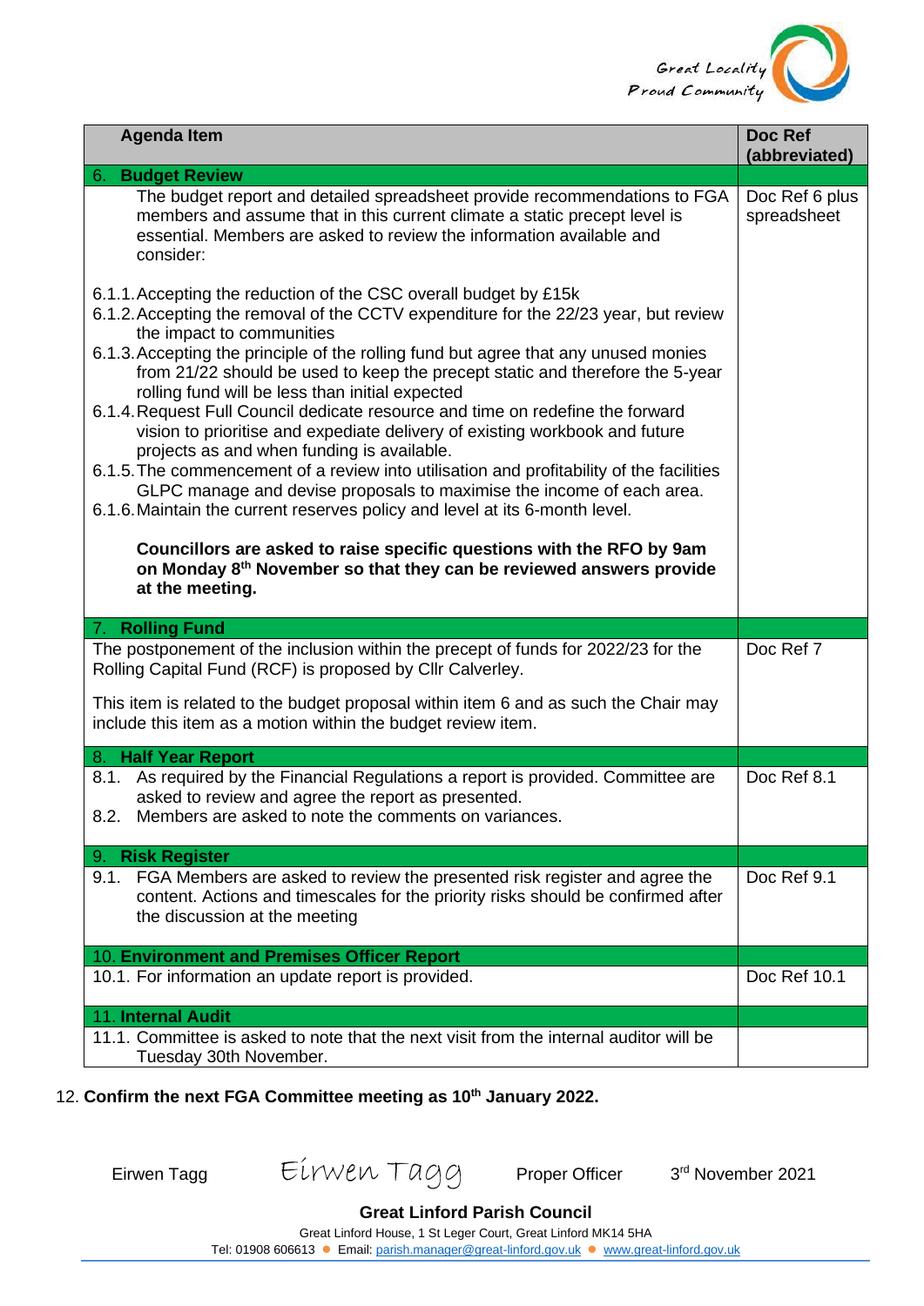| Agenda Item | Doc Ref (abbreviated) |
| --- | --- |
| **6. Budget Review** | |
| The budget report and detailed spreadsheet provide recommendations to FGA members and assume that in this current climate a static precept level is essential. Members are asked to review the information available and consider:<br><br>6.1.1. Accepting the reduction of the CSC overall budget by £15k<br>6.1.2. Accepting the removal of the CCTV expenditure for the 22/23 year, but review the impact to communities<br>6.1.3. Accepting the principle of the rolling fund but agree that any unused monies from 21/22 should be used to keep the precept static and therefore the 5-year rolling fund will be less than initial expected<br>6.1.4. Request Full Council dedicate resource and time on redefine the forward vision to prioritise and expediate delivery of existing workbook and future projects as and when funding is available.<br>6.1.5. The commencement of a review into utilisation and profitability of the facilities GLPC manage and devise proposals to maximise the income of each area.<br>6.1.6. Maintain the current reserves policy and level at its 6-month level.<br><br>**Councillors are asked to raise specific questions with the RFO by 9am on Monday 8th November so that they can be reviewed answers provide at the meeting.** | Doc Ref 6 plus spreadsheet |
| **7. Rolling Fund** | |
| The postponement of the inclusion within the precept of funds for 2022/23 for the Rolling Capital Fund (RCF) is proposed by Cllr Calverley.<br><br>This item is related to the budget proposal within item 6 and as such the Chair may include this item as a motion within the budget review item. | Doc Ref 7 |
| **8. Half Year Report** | |
| 8.1. As required by the Financial Regulations a report is provided. Committee are asked to review and agree the report as presented.<br>8.2. Members are asked to note the comments on variances. | Doc Ref 8.1 |
| **9. Risk Register** | |
| 9.1. FGA Members are asked to review the presented risk register and agree the content. Actions and timescales for the priority risks should be confirmed after the discussion at the meeting | Doc Ref 9.1 |
| **10. Environment and Premises Officer Report** | |
| 10.1. For information an update report is provided. | Doc Ref 10.1 |
| **11. Internal Audit** | |
| 11.1. Committee is asked to note that the next visit from the internal auditor will be Tuesday 30th November. | |

12. **Confirm the next FGA Committee meeting as 10th January 2022.**

Eirwen Tagg &nbsp;&nbsp; *Eirwen Tagg* &nbsp;&nbsp; Proper Officer &nbsp;&nbsp; 3rd November 2021

**Great Linford Parish Council**

Great Linford House, 1 St Leger Court, Great Linford MK14 5HA

Tel: 01908 606613 ● Email: parish.manager@great-linford.gov.uk ● www.great-linford.gov.uk